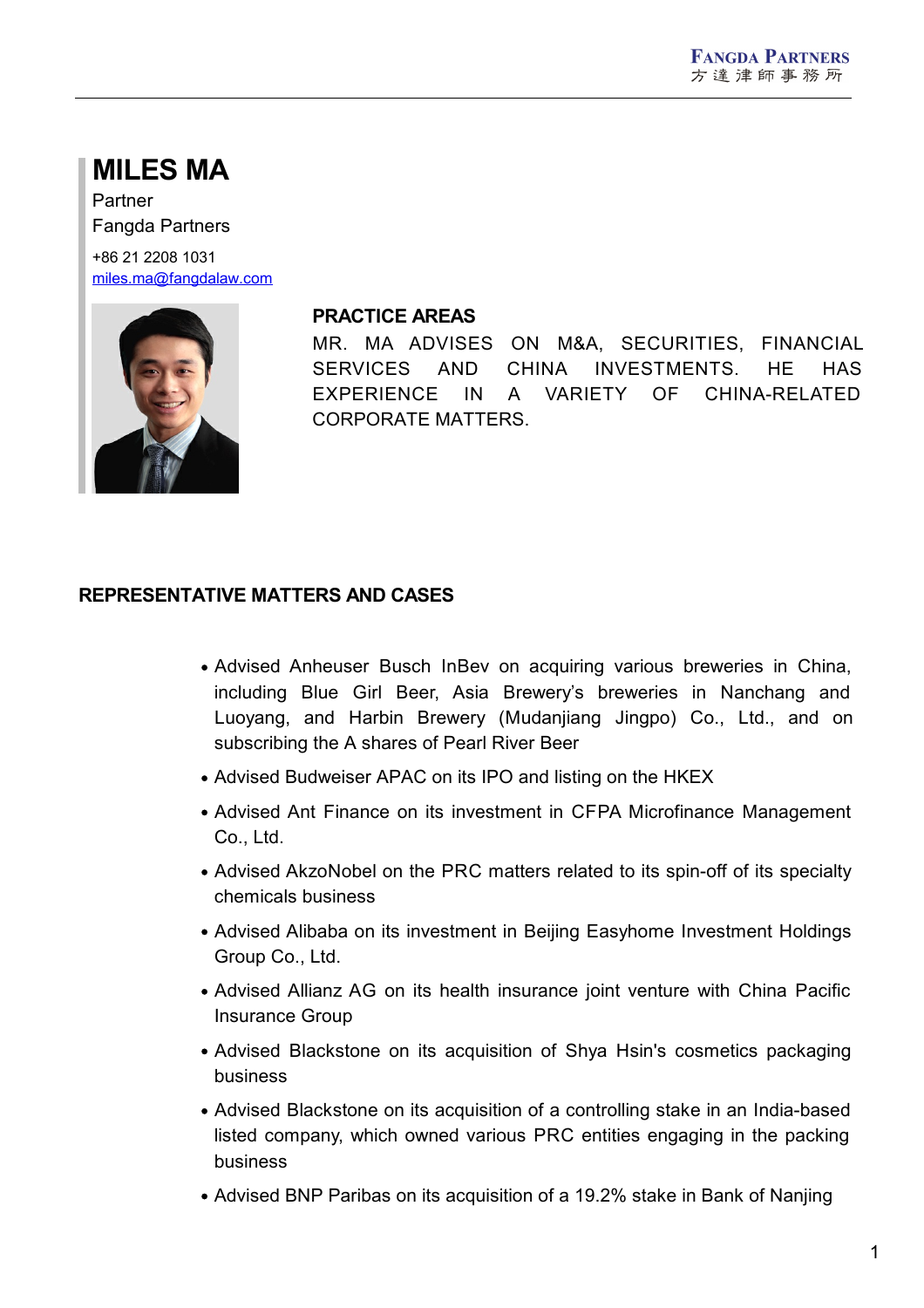# MILES MA

Partner
Fangda Partners

+86 21 2208 1031
miles.ma@fangdalaw.com

## PRACTICE AREAS

MR. MA ADVISES ON M&A, SECURITIES, FINANCIAL SERVICES AND CHINA INVESTMENTS. HE HAS EXPERIENCE IN A VARIETY OF CHINA-RELATED CORPORATE MATTERS.

## REPRESENTATIVE MATTERS AND CASES

- Advised Anheuser Busch InBev on acquiring various breweries in China, including Blue Girl Beer, Asia Brewery's breweries in Nanchang and Luoyang, and Harbin Brewery (Mudanjiang Jingpo) Co., Ltd., and on subscribing the A shares of Pearl River Beer
- Advised Budweiser APAC on its IPO and listing on the HKEX
- Advised Ant Finance on its investment in CFPA Microfinance Management Co., Ltd.
- Advised AkzoNobel on the PRC matters related to its spin-off of its specialty chemicals business
- Advised Alibaba on its investment in Beijing Easyhome Investment Holdings Group Co., Ltd.
- Advised Allianz AG on its health insurance joint venture with China Pacific Insurance Group
- Advised Blackstone on its acquisition of Shya Hsin's cosmetics packaging business
- Advised Blackstone on its acquisition of a controlling stake in an India-based listed company, which owned various PRC entities engaging in the packing business
- Advised BNP Paribas on its acquisition of a 19.2% stake in Bank of Nanjing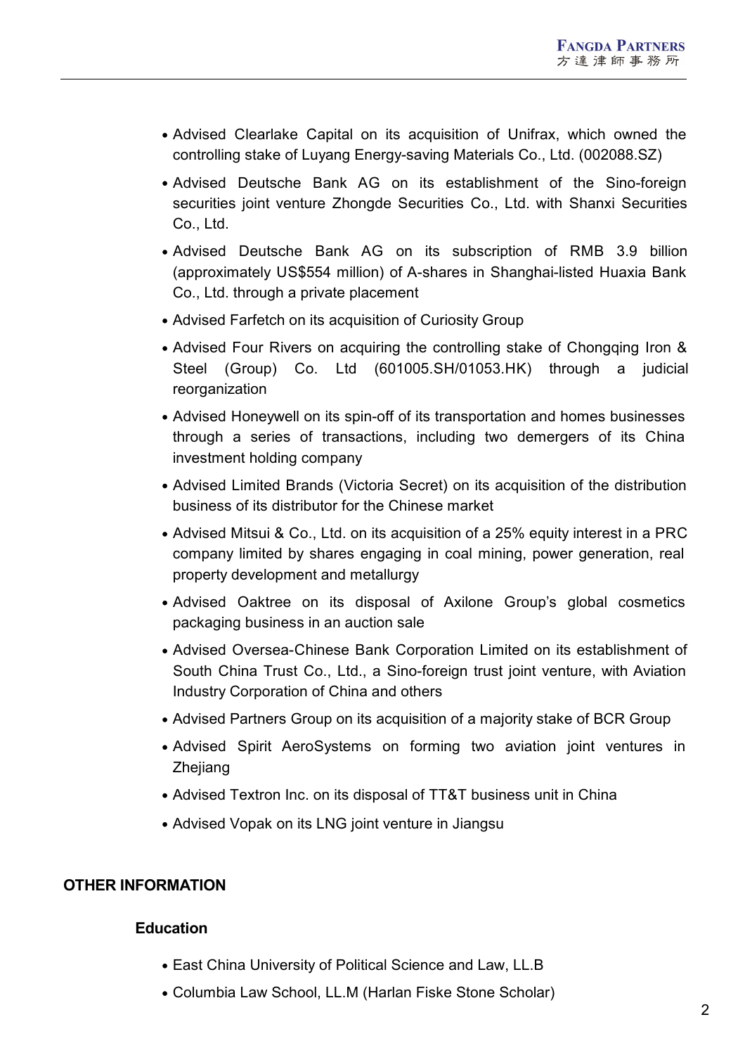- Advised Clearlake Capital on its acquisition of Unifrax, which owned the controlling stake of Luyang Energy-saving Materials Co., Ltd. (002088.SZ)
- Advised Deutsche Bank AG on its establishment of the Sino-foreign securities joint venture Zhongde Securities Co., Ltd. with Shanxi Securities Co., Ltd.
- Advised Deutsche Bank AG on its subscription of RMB 3.9 billion (approximately US$554 million) of A-shares in Shanghai-listed Huaxia Bank Co., Ltd. through a private placement
- Advised Farfetch on its acquisition of Curiosity Group
- Advised Four Rivers on acquiring the controlling stake of Chongqing Iron & Steel (Group) Co. Ltd (601005.SH/01053.HK) through a judicial reorganization
- Advised Honeywell on its spin-off of its transportation and homes businesses through a series of transactions, including two demergers of its China investment holding company
- Advised Limited Brands (Victoria Secret) on its acquisition of the distribution business of its distributor for the Chinese market
- Advised Mitsui & Co., Ltd. on its acquisition of a 25% equity interest in a PRC company limited by shares engaging in coal mining, power generation, real property development and metallurgy
- Advised Oaktree on its disposal of Axilone Group's global cosmetics packaging business in an auction sale
- Advised Oversea-Chinese Bank Corporation Limited on its establishment of South China Trust Co., Ltd., a Sino-foreign trust joint venture, with Aviation Industry Corporation of China and others
- Advised Partners Group on its acquisition of a majority stake of BCR Group
- Advised Spirit AeroSystems on forming two aviation joint ventures in Zhejiang
- Advised Textron Inc. on its disposal of TT&T business unit in China
- Advised Vopak on its LNG joint venture in Jiangsu

## OTHER INFORMATION

### Education

- East China University of Political Science and Law, LL.B
- Columbia Law School, LL.M (Harlan Fiske Stone Scholar)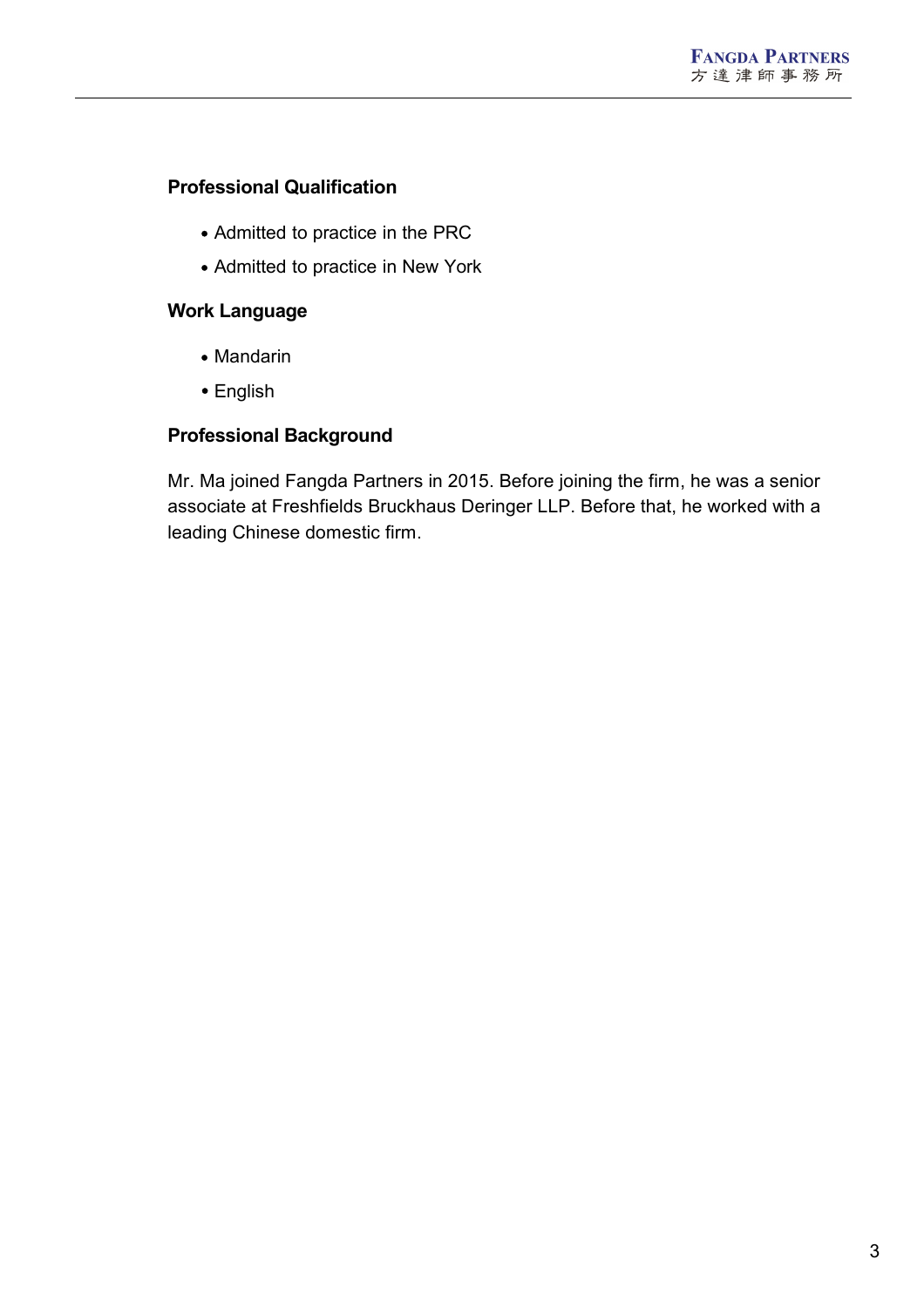### Professional Qualification

- Admitted to practice in the PRC
- Admitted to practice in New York

### Work Language

- Mandarin
- English

### Professional Background

Mr. Ma joined Fangda Partners in 2015. Before joining the firm, he was a senior associate at Freshfields Bruckhaus Deringer LLP. Before that, he worked with a leading Chinese domestic firm.